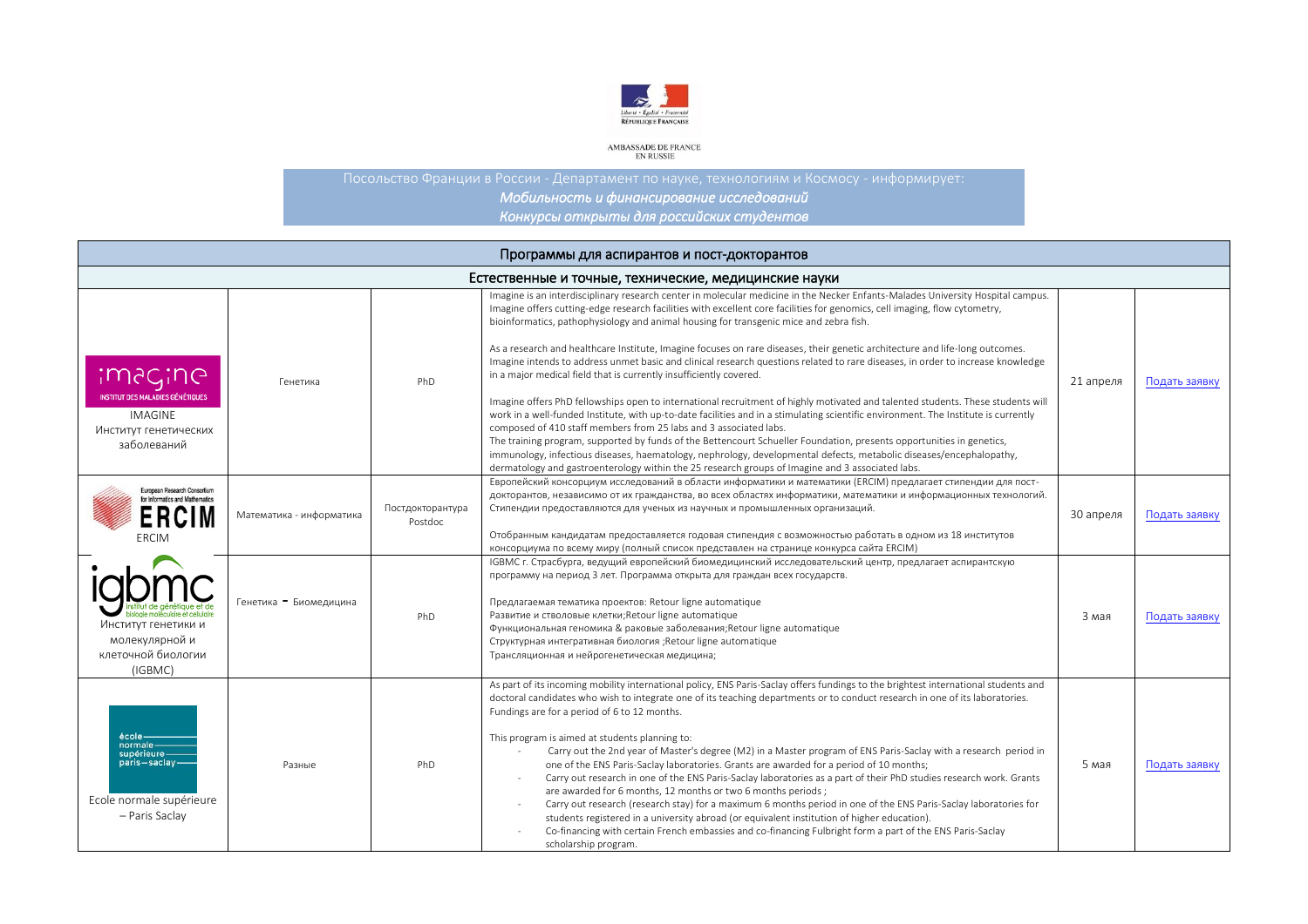AMBASSADE DE FRANCE
EN RUSSIE

Посольство Франции в России - Департамент по науке, технологиям и Космосу - информирует:

*Мобильность и финансирование исследований*

*Конкурсы открыты для российских студентов*

| Программы для аспирантов и пост-докторантов | | | | | |
|---|---|---|---|---|---|
| **Естественные и точные, технические, медицинские науки** | | | | | |
| imagine INSTITUT DES MALADIES GÉNÉTIQUES IMAGINE Институт генетических заболеваний | Генетика | PhD | Imagine is an interdisciplinary research center in molecular medicine in the Necker Enfants-Malades University Hospital campus. Imagine offers cutting-edge research facilities with excellent core facilities for genomics, cell imaging, flow cytometry, bioinformatics, pathophysiology and animal housing for transgenic mice and zebra fish.<br><br>As a research and healthcare Institute, Imagine focuses on rare diseases, their genetic architecture and life-long outcomes. Imagine intends to address unmet basic and clinical research questions related to rare diseases, in order to increase knowledge in a major medical field that is currently insufficiently covered.<br><br>Imagine offers PhD fellowships open to international recruitment of highly motivated and talented students. These students will work in a well-funded Institute, with up-to-date facilities and in a stimulating scientific environment. The Institute is currently composed of 410 staff members from 25 labs and 3 associated labs.<br>The training program, supported by funds of the Bettencourt Schueller Foundation, presents opportunities in genetics, immunology, infectious diseases, haematology, nephrology, developmental defects, metabolic diseases/encephalopathy, dermatology and gastroenterology within the 25 research groups of Imagine and 3 associated labs. | 21 апреля | Подать заявку |
| European Research Consortium for Informatics and Mathematics ERCIM ERCIM | Математика - информатика | Постдокторантура Postdoc | Европейский консорциум исследований в области информатики и математики (ERCIM) предлагает стипендии для пост-докторантов, независимо от их гражданства, во всех областях информатики, математики и информационных технологий. Стипендии предоставляются для ученых из научных и промышленных организаций.<br><br>Отобранным кандидатам предоставляется годовая стипендия с возможностью работать в одном из 18 институтов консорциума по всему миру (полный список представлен на странице конкурса сайта ERCIM) | 30 апреля | Подать заявку |
| igbmc institut de génétique et de biologie moléculaire et cellulaire Институт генетики и молекулярной и клеточной биологии (IGBMC) | Генетика - Биомедицина | PhD | IGBMC г. Страсбурга, ведущий европейский биомедицинский исследовательский центр, предлагает аспирантскую программу на период 3 лет. Программа открыта для граждан всех государств.<br><br>Предлагаемая тематика проектов: Retour ligne automatique<br>Развитие и стволовые клетки;Retour ligne automatique<br>Функциональная геномика & раковые заболевания;Retour ligne automatique<br>Структурная интегративная биология ;Retour ligne automatique<br>Трансляционная и нейрогенетическая медицина; | 3 мая | Подать заявку |
| école normale supérieure paris-saclay Ecole normale supérieure – Paris Saclay | Разные | PhD | As part of its incoming mobility international policy, ENS Paris-Saclay offers fundings to the brightest international students and doctoral candidates who wish to integrate one of its teaching departments or to conduct research in one of its laboratories. Fundings are for a period of 6 to 12 months.<br><br>This program is aimed at students planning to:<br>- Carry out the 2nd year of Master's degree (M2) in a Master program of ENS Paris-Saclay with a research period in one of the ENS Paris-Saclay laboratories. Grants are awarded for a period of 10 months;<br>- Carry out research in one of the ENS Paris-Saclay laboratories as a part of their PhD studies research work. Grants are awarded for 6 months, 12 months or two 6 months periods ;<br>- Carry out research (research stay) for a maximum 6 months period in one of the ENS Paris-Saclay laboratories for students registered in a university abroad (or equivalent institution of higher education).<br>- Co-financing with certain French embassies and co-financing Fulbright form a part of the ENS Paris-Saclay scholarship program. | 5 мая | Подать заявку |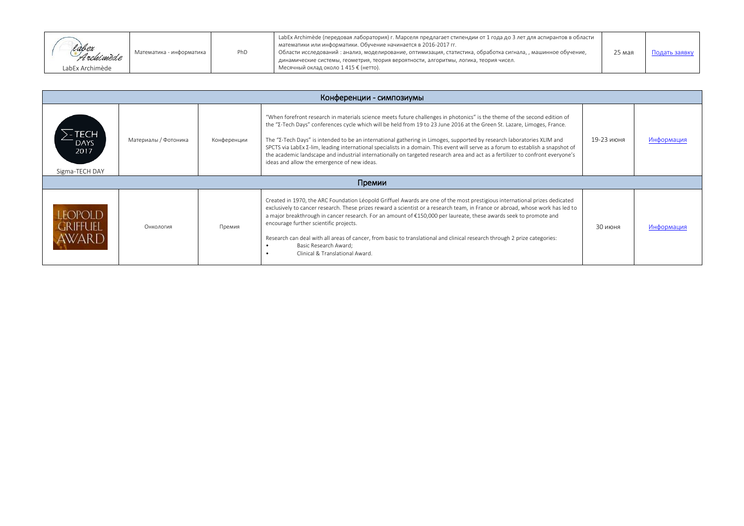| | | | | | |
|---|---|---|---|---|---|
| LabEx Archimède | Математика - информатика | PhD | LabEx Archimède (передовая лаборатория) г. Марселя предлагает стипендии от 1 года до 3 лет для аспирантов в области математики или информатики. Обучение начинается в 2016-2017 гг.<br>Области исследований : анализ, моделирование, оптимизация, статистика, обработка сигнала, , машинное обучение, динамические системы, геометрия, теория вероятности, алгоритмы, логика, теория чисел.<br>Месячный оклад около 1 415 € (нетто). | 25 мая | Подать заявку |

| Конференции - симпозиумы | | | | | |
|---|---|---|---|---|---|
| Sigma-TECH DAY | Материалы / Фотоника | Конференции | "When forefront research in materials science meets future challenges in photonics" is the theme of the second edition of the "Σ-Tech Days" conferences cycle which will be held from 19 to 23 June 2016 at the Green St. Lazare, Limoges, France.<br><br>The "Σ-Tech Days" is intended to be an international gathering in Limoges, supported by research laboratories XLIM and SPCTS via LabEx Σ-lim, leading international specialists in a domain. This event will serve as a forum to establish a snapshot of the academic landscape and industrial internationally on targeted research area and act as a fertilizer to confront everyone's ideas and allow the emergence of new ideas. | 19-23 июня | Информация |
| **Премии** | | | | | |
| LEOPOLD GRIFFUEL AWARD | Онкология | Премия | Created in 1970, the ARC Foundation Léopold Griffuel Awards are one of the most prestigious international prizes dedicated exclusively to cancer research. These prizes reward a scientist or a research team, in France or abroad, whose work has led to a major breakthrough in cancer research. For an amount of €150,000 per laureate, these awards seek to promote and encourage further scientific projects.<br><br>Research can deal with all areas of cancer, from basic to translational and clinical research through 2 prize categories:<br>• Basic Research Award;<br>• Clinical & Translational Award. | 30 июня | Информация |